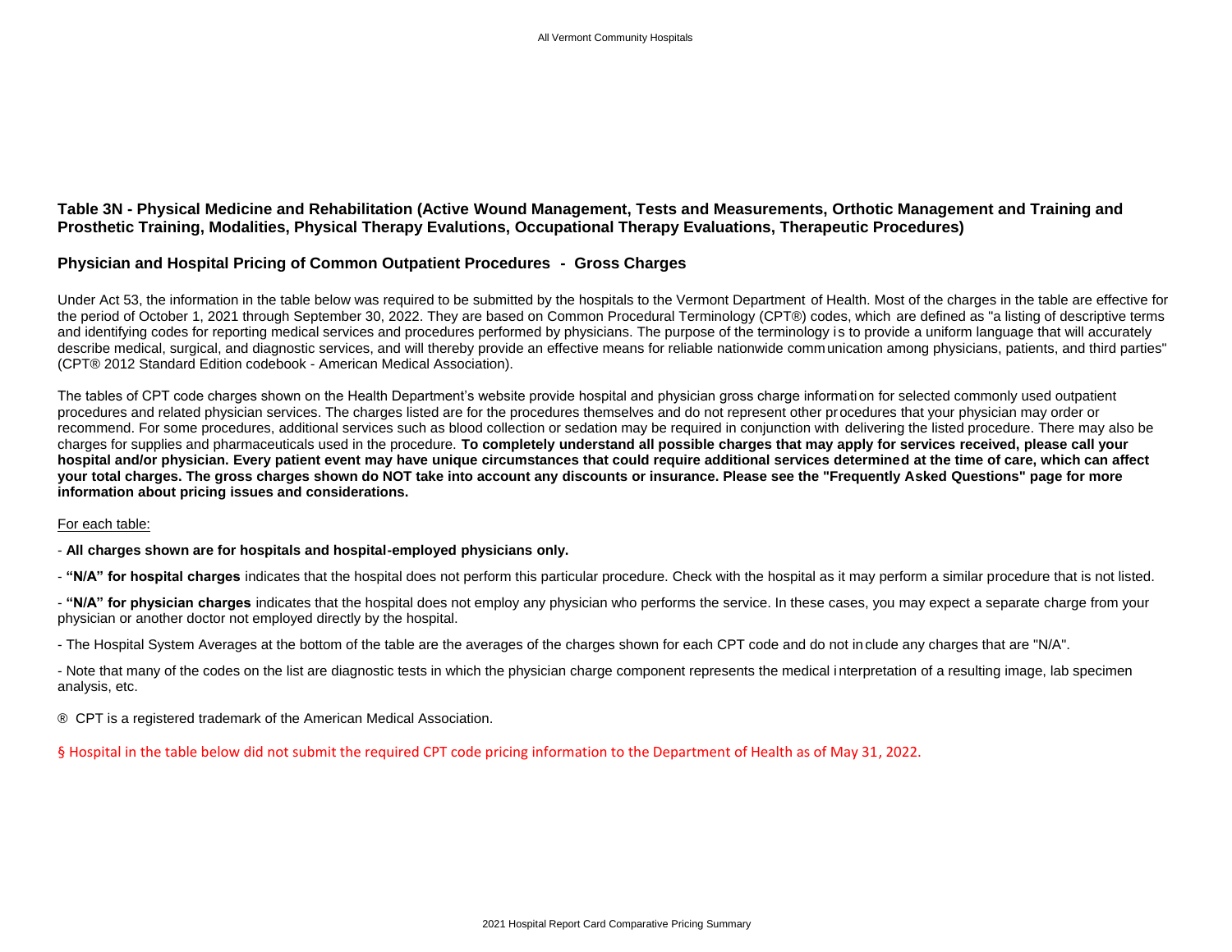## Table 3N - Physical Medicine and Rehabilitation (Active Wound Management, Tests and Measurements, Orthotic Management and Training and Prosthetic Training, Modalities, Physical Therapy Evalutions, Occupational Therapy Evaluations, Therapeutic Procedures)

### Physician and Hospital Pricing of Common Outpatient Procedures - Gross Charges

Under Act 53, the information in the table below was required to be submitted by the hospitals to the Vermont Department of Health. Most of the charges in the table are effective for the period of October 1, 2021 through September 30, 2022. They are based on Common Procedural Terminology (CPT®) codes, which are defined as "a listing of descriptive terms and identifying codes for reporting medical services and procedures performed by physicians. The purpose of the terminology is to provide a uniform language that will accurately describe medical, surgical, and diagnostic services, and will thereby provide an effective means for reliable nationwide communication among physicians, patients, and third parties" (CPT® 2012 Standard Edition codebook - American Medical Association).

The tables of CPT code charges shown on the Health Department's website provide hospital and physician gross charge information for selected commonly used outpatient procedures and related physician services. The charges listed are for the procedures themselves and do not represent other procedures that your physician may order or recommend. For some procedures, additional services such as blood collection or sedation may be required in conjunction with delivering the listed procedure. There may also be charges for supplies and pharmaceuticals used in the procedure. **To completely understand all possible charges that may apply for services received, please call your hospital and/or physician. Every patient event may have unique circumstances that could require additional services determined at the time of care, which can affect your total charges. The gross charges shown do NOT take into account any discounts or insurance. Please see the "Frequently Asked Questions" page for more information about pricing issues and considerations.**

For each table:

- **All charges shown are for hospitals and hospital-employed physicians only.**

- **"N/A" for hospital charges** indicates that the hospital does not perform this particular procedure. Check with the hospital as it may perform a similar procedure that is not listed.

- **"N/A" for physician charges** indicates that the hospital does not employ any physician who performs the service. In these cases, you may expect a separate charge from your physician or another doctor not employed directly by the hospital.

- The Hospital System Averages at the bottom of the table are the averages of the charges shown for each CPT code and do not include any charges that are "N/A".

- Note that many of the codes on the list are diagnostic tests in which the physician charge component represents the medical interpretation of a resulting image, lab specimen analysis, etc.

® CPT is a registered trademark of the American Medical Association.

§ Hospital in the table below did not submit the required CPT code pricing information to the Department of Health as of May 31, 2022.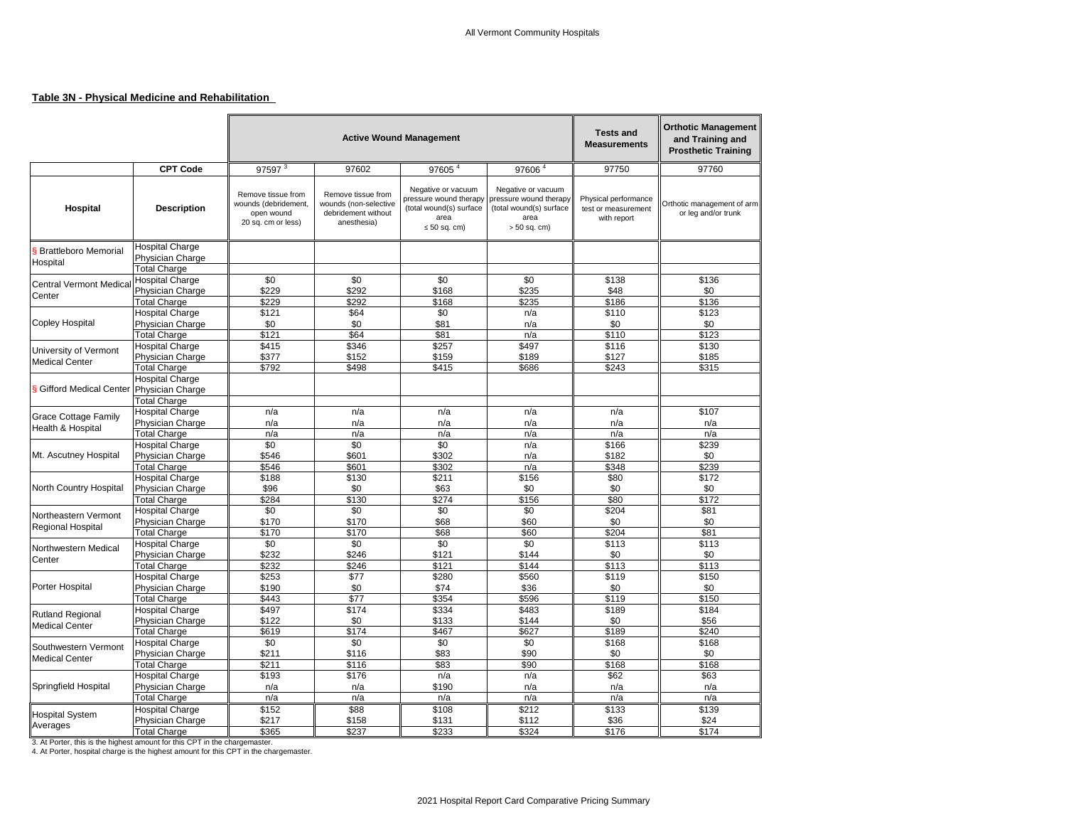All Vermont Community Hospitals

**Table 3N - Physical Medicine and Rehabilitation**

| | | Active Wound Management | | | | Tests and Measurements | Orthotic Management and Training and Prosthetic Training |
|---|---|---|---|---|---|---|---|
| | **CPT Code** | 97597 [3] | 97602 | 97605 [4] | 97606 [4] | 97750 | 97760 |
| **Hospital** | **Description** | Remove tissue from wounds (debridement, open wound 20 sq. cm or less) | Remove tissue from wounds (non-selective debridement without anesthesia) | Negative or vacuum pressure wound therapy (total wound(s) surface area ≤ 50 sq. cm) | Negative or vacuum pressure wound therapy (total wound(s) surface area > 50 sq. cm) | Physical performance test or measurement with report | Orthotic management of arm or leg and/or trunk |
| § Brattleboro Memorial Hospital | Hospital Charge | | | | | | |
| | Physician Charge | | | | | | |
| | Total Charge | | | | | | |
| Central Vermont Medical Center | Hospital Charge | $0 | $0 | $0 | $0 | $138 | $136 |
| | Physician Charge | $229 | $292 | $168 | $235 | $48 | $0 |
| | Total Charge | $229 | $292 | $168 | $235 | $186 | $136 |
| Copley Hospital | Hospital Charge | $121 | $64 | $0 | n/a | $110 | $123 |
| | Physician Charge | $0 | $0 | $81 | n/a | $0 | $0 |
| | Total Charge | $121 | $64 | $81 | n/a | $110 | $123 |
| University of Vermont Medical Center | Hospital Charge | $415 | $346 | $257 | $497 | $116 | $130 |
| | Physician Charge | $377 | $152 | $159 | $189 | $127 | $185 |
| | Total Charge | $792 | $498 | $415 | $686 | $243 | $315 |
| § Gifford Medical Center | Hospital Charge | | | | | | |
| | Physician Charge | | | | | | |
| | Total Charge | | | | | | |
| Grace Cottage Family Health & Hospital | Hospital Charge | n/a | n/a | n/a | n/a | n/a | $107 |
| | Physician Charge | n/a | n/a | n/a | n/a | n/a | n/a |
| | Total Charge | n/a | n/a | n/a | n/a | n/a | n/a |
| Mt. Ascutney Hospital | Hospital Charge | $0 | $0 | $0 | n/a | $166 | $239 |
| | Physician Charge | $546 | $601 | $302 | n/a | $182 | $0 |
| | Total Charge | $546 | $601 | $302 | n/a | $348 | $239 |
| North Country Hospital | Hospital Charge | $188 | $130 | $211 | $156 | $80 | $172 |
| | Physician Charge | $96 | $0 | $63 | $0 | $0 | $0 |
| | Total Charge | $284 | $130 | $274 | $156 | $80 | $172 |
| Northeastern Vermont Regional Hospital | Hospital Charge | $0 | $0 | $0 | $0 | $204 | $81 |
| | Physician Charge | $170 | $170 | $68 | $60 | $0 | $0 |
| | Total Charge | $170 | $170 | $68 | $60 | $204 | $81 |
| Northwestern Medical Center | Hospital Charge | $0 | $0 | $0 | $0 | $113 | $113 |
| | Physician Charge | $232 | $246 | $121 | $144 | $0 | $0 |
| | Total Charge | $232 | $246 | $121 | $144 | $113 | $113 |
| Porter Hospital | Hospital Charge | $253 | $77 | $280 | $560 | $119 | $150 |
| | Physician Charge | $190 | $0 | $74 | $36 | $0 | $0 |
| | Total Charge | $443 | $77 | $354 | $596 | $119 | $150 |
| Rutland Regional Medical Center | Hospital Charge | $497 | $174 | $334 | $483 | $189 | $184 |
| | Physician Charge | $122 | $0 | $133 | $144 | $0 | $56 |
| | Total Charge | $619 | $174 | $467 | $627 | $189 | $240 |
| Southwestern Vermont Medical Center | Hospital Charge | $0 | $0 | $0 | $0 | $168 | $168 |
| | Physician Charge | $211 | $116 | $83 | $90 | $0 | $0 |
| | Total Charge | $211 | $116 | $83 | $90 | $168 | $168 |
| Springfield Hospital | Hospital Charge | $193 | $176 | n/a | n/a | $62 | $63 |
| | Physician Charge | n/a | n/a | $190 | n/a | n/a | n/a |
| | Total Charge | n/a | n/a | n/a | n/a | n/a | n/a |
| Hospital System Averages | Hospital Charge | $152 | $88 | $108 | $212 | $133 | $139 |
| | Physician Charge | $217 | $158 | $131 | $112 | $36 | $24 |
| | Total Charge | $365 | $237 | $233 | $324 | $176 | $174 |

3. At Porter, this is the highest amount for this CPT in the chargemaster.
4. At Porter, hospital charge is the highest amount for this CPT in the chargemaster.

2021 Hospital Report Card Comparative Pricing Summary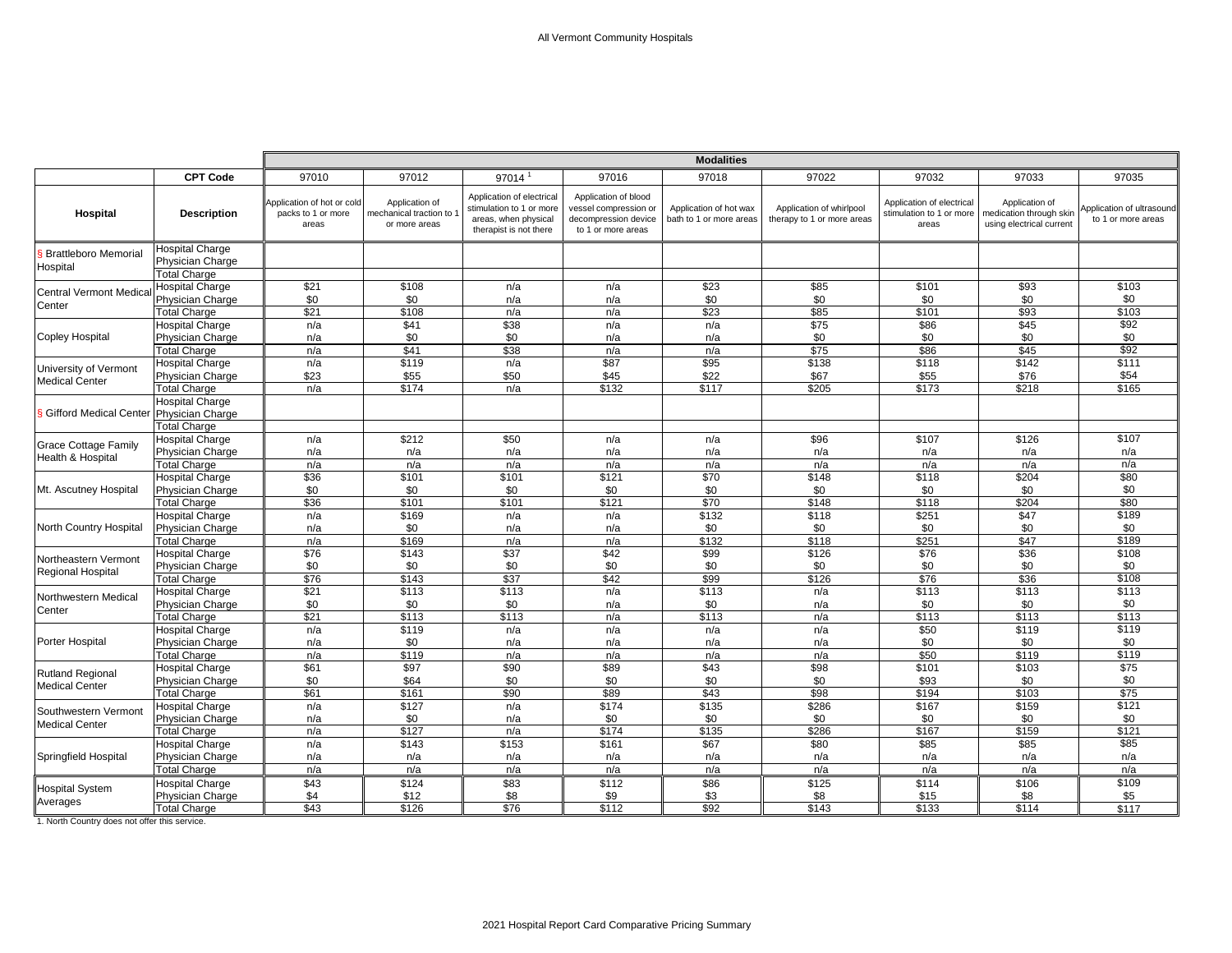All Vermont Community Hospitals

| | | Modalities | | | | | | | | |
|---|---|---|---|---|---|---|---|---|---|---|
| | **CPT Code** | 97010 | 97012 | 97014 [1] | 97016 | 97018 | 97022 | 97032 | 97033 | 97035 |
| **Hospital** | **Description** | Application of hot or cold packs to 1 or more areas | Application of mechanical traction to 1 or more areas | Application of electrical stimulation to 1 or more areas, when physical therapist is not there | Application of blood vessel compression or decompression device to 1 or more areas | Application of hot wax bath to 1 or more areas | Application of whirlpool therapy to 1 or more areas | Application of electrical stimulation to 1 or more areas | Application of medication through skin using electrical current | Application of ultrasound to 1 or more areas |
| § Brattleboro Memorial Hospital | Hospital Charge | | | | | | | | | |
| | Physician Charge | | | | | | | | | |
| | Total Charge | | | | | | | | | |
| Central Vermont Medical Center | Hospital Charge | $21 | $108 | n/a | n/a | $23 | $85 | $101 | $93 | $103 |
| | Physician Charge | $0 | $0 | n/a | n/a | $0 | $0 | $0 | $0 | $0 |
| | Total Charge | $21 | $108 | n/a | n/a | $23 | $85 | $101 | $93 | $103 |
| Copley Hospital | Hospital Charge | n/a | $41 | $38 | n/a | n/a | $75 | $86 | $45 | $92 |
| | Physician Charge | n/a | $0 | $0 | n/a | n/a | $0 | $0 | $0 | $0 |
| | Total Charge | n/a | $41 | $38 | n/a | n/a | $75 | $86 | $45 | $92 |
| University of Vermont Medical Center | Hospital Charge | n/a | $119 | n/a | $87 | $95 | $138 | $118 | $142 | $111 |
| | Physician Charge | $23 | $55 | $50 | $45 | $22 | $67 | $55 | $76 | $54 |
| | Total Charge | n/a | $174 | n/a | $132 | $117 | $205 | $173 | $218 | $165 |
| § Gifford Medical Center | Hospital Charge | | | | | | | | | |
| | Physician Charge | | | | | | | | | |
| | Total Charge | | | | | | | | | |
| Grace Cottage Family Health & Hospital | Hospital Charge | n/a | $212 | $50 | n/a | n/a | $96 | $107 | $126 | $107 |
| | Physician Charge | n/a | n/a | n/a | n/a | n/a | n/a | n/a | n/a | n/a |
| | Total Charge | n/a | n/a | n/a | n/a | n/a | n/a | n/a | n/a | n/a |
| Mt. Ascutney Hospital | Hospital Charge | $36 | $101 | $101 | $121 | $70 | $148 | $118 | $204 | $80 |
| | Physician Charge | $0 | $0 | $0 | $0 | $0 | $0 | $0 | $0 | $0 |
| | Total Charge | $36 | $101 | $101 | $121 | $70 | $148 | $118 | $204 | $80 |
| North Country Hospital | Hospital Charge | n/a | $169 | n/a | n/a | $132 | $118 | $251 | $47 | $189 |
| | Physician Charge | n/a | $0 | n/a | n/a | $0 | $0 | $0 | $0 | $0 |
| | Total Charge | n/a | $169 | n/a | n/a | $132 | $118 | $251 | $47 | $189 |
| Northeastern Vermont Regional Hospital | Hospital Charge | $76 | $143 | $37 | $42 | $99 | $126 | $76 | $36 | $108 |
| | Physician Charge | $0 | $0 | $0 | $0 | $0 | $0 | $0 | $0 | $0 |
| | Total Charge | $76 | $143 | $37 | $42 | $99 | $126 | $76 | $36 | $108 |
| Northwestern Medical Center | Hospital Charge | $21 | $113 | $113 | n/a | $113 | n/a | $113 | $113 | $113 |
| | Physician Charge | $0 | $0 | $0 | n/a | $0 | n/a | $0 | $0 | $0 |
| | Total Charge | $21 | $113 | $113 | n/a | $113 | n/a | $113 | $113 | $113 |
| Porter Hospital | Hospital Charge | n/a | $119 | n/a | n/a | n/a | n/a | $50 | $119 | $119 |
| | Physician Charge | n/a | $0 | n/a | n/a | n/a | n/a | $0 | $0 | $0 |
| | Total Charge | n/a | $119 | n/a | n/a | n/a | n/a | $50 | $119 | $119 |
| Rutland Regional Medical Center | Hospital Charge | $61 | $97 | $90 | $89 | $43 | $98 | $101 | $103 | $75 |
| | Physician Charge | $0 | $64 | $0 | $0 | $0 | $0 | $93 | $0 | $0 |
| | Total Charge | $61 | $161 | $90 | $89 | $43 | $98 | $194 | $103 | $75 |
| Southwestern Vermont Medical Center | Hospital Charge | n/a | $127 | n/a | $174 | $135 | $286 | $167 | $159 | $121 |
| | Physician Charge | n/a | $0 | n/a | $0 | $0 | $0 | $0 | $0 | $0 |
| | Total Charge | n/a | $127 | n/a | $174 | $135 | $286 | $167 | $159 | $121 |
| Springfield Hospital | Hospital Charge | n/a | $143 | $153 | $161 | $67 | $80 | $85 | $85 | $85 |
| | Physician Charge | n/a | n/a | n/a | n/a | n/a | n/a | n/a | n/a | n/a |
| | Total Charge | n/a | n/a | n/a | n/a | n/a | n/a | n/a | n/a | n/a |
| Hospital System Averages | Hospital Charge | $43 | $124 | $83 | $112 | $86 | $125 | $114 | $106 | $109 |
| | Physician Charge | $4 | $12 | $8 | $9 | $3 | $8 | $15 | $8 | $5 |
| | Total Charge | $43 | $126 | $76 | $112 | $92 | $143 | $133 | $114 | $117 |

1. North Country does not offer this service.

2021 Hospital Report Card Comparative Pricing Summary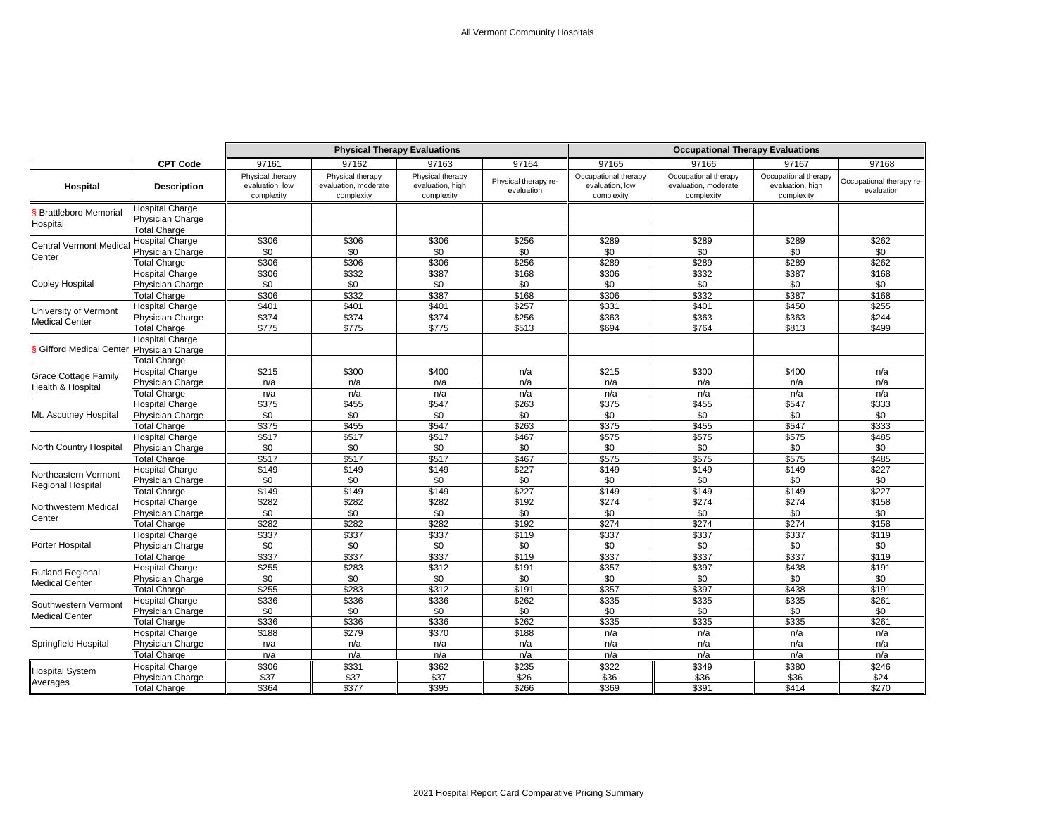All Vermont Community Hospitals

| | | Physical Therapy Evaluations | | | | Occupational Therapy Evaluations | | | |
|---|---|---|---|---|---|---|---|---|---|
| | **CPT Code** | 97161 | 97162 | 97163 | 97164 | 97165 | 97166 | 97167 | 97168 |
| **Hospital** | **Description** | Physical therapy evaluation, low complexity | Physical therapy evaluation, moderate complexity | Physical therapy evaluation, high complexity | Physical therapy re-evaluation | Occupational therapy evaluation, low complexity | Occupational therapy evaluation, moderate complexity | Occupational therapy evaluation, high complexity | Occupational therapy re-evaluation |
| § Brattleboro Memorial Hospital | Hospital Charge | | | | | | | | |
| | Physician Charge | | | | | | | | |
| | Total Charge | | | | | | | | |
| Central Vermont Medical Center | Hospital Charge | $306 | $306 | $306 | $256 | $289 | $289 | $289 | $262 |
| | Physician Charge | $0 | $0 | $0 | $0 | $0 | $0 | $0 | $0 |
| | Total Charge | $306 | $306 | $306 | $256 | $289 | $289 | $289 | $262 |
| Copley Hospital | Hospital Charge | $306 | $332 | $387 | $168 | $306 | $332 | $387 | $168 |
| | Physician Charge | $0 | $0 | $0 | $0 | $0 | $0 | $0 | $0 |
| | Total Charge | $306 | $332 | $387 | $168 | $306 | $332 | $387 | $168 |
| University of Vermont Medical Center | Hospital Charge | $401 | $401 | $401 | $257 | $331 | $401 | $450 | $255 |
| | Physician Charge | $374 | $374 | $374 | $256 | $363 | $363 | $363 | $244 |
| | Total Charge | $775 | $775 | $775 | $513 | $694 | $764 | $813 | $499 |
| § Gifford Medical Center | Hospital Charge | | | | | | | | |
| | Physician Charge | | | | | | | | |
| | Total Charge | | | | | | | | |
| Grace Cottage Family Health & Hospital | Hospital Charge | $215 | $300 | $400 | n/a | $215 | $300 | $400 | n/a |
| | Physician Charge | n/a | n/a | n/a | n/a | n/a | n/a | n/a | n/a |
| | Total Charge | n/a | n/a | n/a | n/a | n/a | n/a | n/a | n/a |
| Mt. Ascutney Hospital | Hospital Charge | $375 | $455 | $547 | $263 | $375 | $455 | $547 | $333 |
| | Physician Charge | $0 | $0 | $0 | $0 | $0 | $0 | $0 | $0 |
| | Total Charge | $375 | $455 | $547 | $263 | $375 | $455 | $547 | $333 |
| North Country Hospital | Hospital Charge | $517 | $517 | $517 | $467 | $575 | $575 | $575 | $485 |
| | Physician Charge | $0 | $0 | $0 | $0 | $0 | $0 | $0 | $0 |
| | Total Charge | $517 | $517 | $517 | $467 | $575 | $575 | $575 | $485 |
| Northeastern Vermont Regional Hospital | Hospital Charge | $149 | $149 | $149 | $227 | $149 | $149 | $149 | $227 |
| | Physician Charge | $0 | $0 | $0 | $0 | $0 | $0 | $0 | $0 |
| | Total Charge | $149 | $149 | $149 | $227 | $149 | $149 | $149 | $227 |
| Northwestern Medical Center | Hospital Charge | $282 | $282 | $282 | $192 | $274 | $274 | $274 | $158 |
| | Physician Charge | $0 | $0 | $0 | $0 | $0 | $0 | $0 | $0 |
| | Total Charge | $282 | $282 | $282 | $192 | $274 | $274 | $274 | $158 |
| Porter Hospital | Hospital Charge | $337 | $337 | $337 | $119 | $337 | $337 | $337 | $119 |
| | Physician Charge | $0 | $0 | $0 | $0 | $0 | $0 | $0 | $0 |
| | Total Charge | $337 | $337 | $337 | $119 | $337 | $337 | $337 | $119 |
| Rutland Regional Medical Center | Hospital Charge | $255 | $283 | $312 | $191 | $357 | $397 | $438 | $191 |
| | Physician Charge | $0 | $0 | $0 | $0 | $0 | $0 | $0 | $0 |
| | Total Charge | $255 | $283 | $312 | $191 | $357 | $397 | $438 | $191 |
| Southwestern Vermont Medical Center | Hospital Charge | $336 | $336 | $336 | $262 | $335 | $335 | $335 | $261 |
| | Physician Charge | $0 | $0 | $0 | $0 | $0 | $0 | $0 | $0 |
| | Total Charge | $336 | $336 | $336 | $262 | $335 | $335 | $335 | $261 |
| Springfield Hospital | Hospital Charge | $188 | $279 | $370 | $188 | n/a | n/a | n/a | n/a |
| | Physician Charge | n/a | n/a | n/a | n/a | n/a | n/a | n/a | n/a |
| | Total Charge | n/a | n/a | n/a | n/a | n/a | n/a | n/a | n/a |
| Hospital System Averages | Hospital Charge | $306 | $331 | $362 | $235 | $322 | $349 | $380 | $246 |
| | Physician Charge | $37 | $37 | $37 | $26 | $36 | $36 | $36 | $24 |
| | Total Charge | $364 | $377 | $395 | $266 | $369 | $391 | $414 | $270 |

2021 Hospital Report Card Comparative Pricing Summary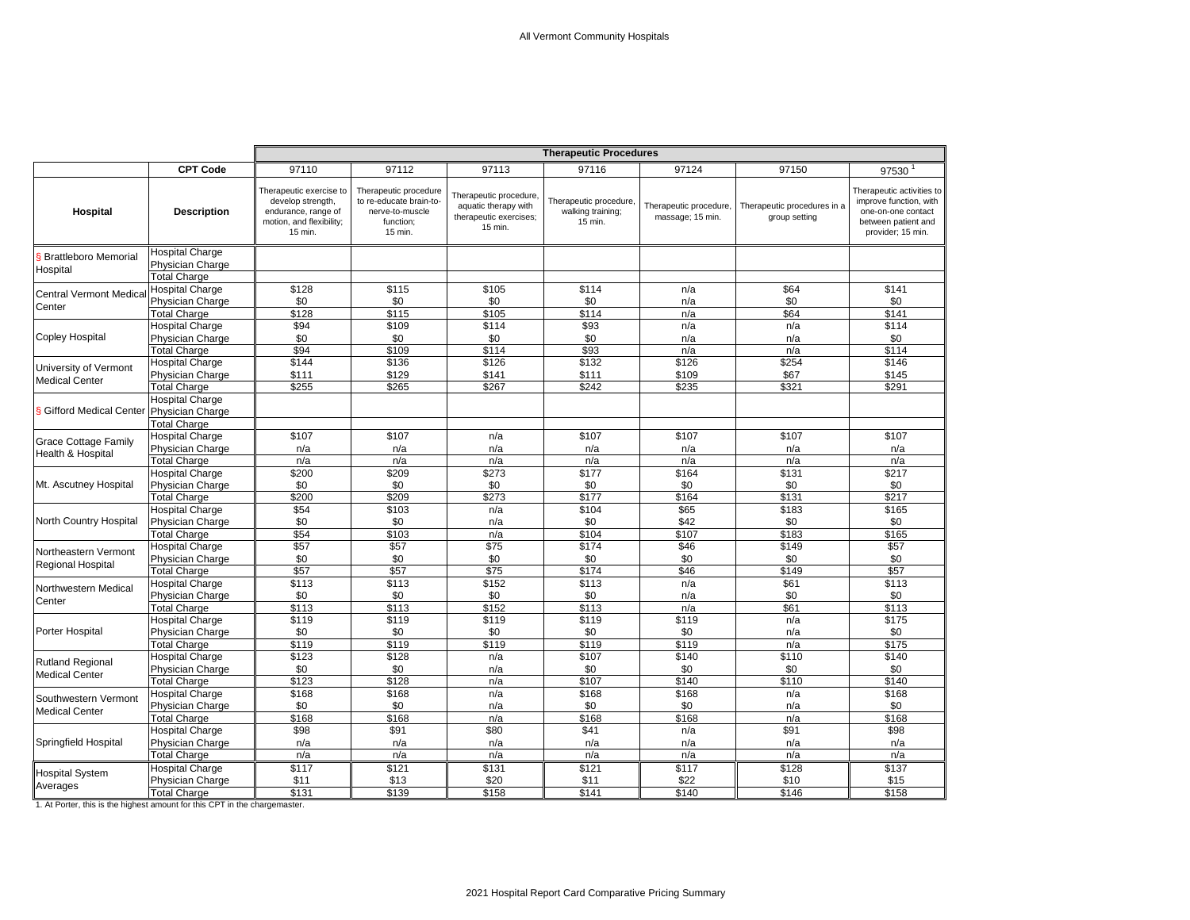# All Vermont Community Hospitals

| | | Therapeutic Procedures | | | | | | |
|---|---|---|---|---|---|---|---|---|
| | **CPT Code** | 97110 | 97112 | 97113 | 97116 | 97124 | 97150 | 97530 [1] |
| **Hospital** | **Description** | Therapeutic exercise to develop strength, endurance, range of motion, and flexibility; 15 min. | Therapeutic procedure to re-educate brain-to-nerve-to-muscle function; 15 min. | Therapeutic procedure, aquatic therapy with therapeutic exercises; 15 min. | Therapeutic procedure, walking training; 15 min. | Therapeutic procedure, massage; 15 min. | Therapeutic procedures in a group setting | Therapeutic activities to improve function, with one-on-one contact between patient and provider; 15 min. |
| § Brattleboro Memorial Hospital | Hospital Charge | | | | | | | |
| | Physician Charge | | | | | | | |
| | Total Charge | | | | | | | |
| Central Vermont Medical Center | Hospital Charge | $128 | $115 | $105 | $114 | n/a | $64 | $141 |
| | Physician Charge | $0 | $0 | $0 | $0 | n/a | $0 | $0 |
| | Total Charge | $128 | $115 | $105 | $114 | n/a | $64 | $141 |
| Copley Hospital | Hospital Charge | $94 | $109 | $114 | $93 | n/a | n/a | $114 |
| | Physician Charge | $0 | $0 | $0 | $0 | n/a | n/a | $0 |
| | Total Charge | $94 | $109 | $114 | $93 | n/a | n/a | $114 |
| University of Vermont Medical Center | Hospital Charge | $144 | $136 | $126 | $132 | $126 | $254 | $146 |
| | Physician Charge | $111 | $129 | $141 | $111 | $109 | $67 | $145 |
| | Total Charge | $255 | $265 | $267 | $242 | $235 | $321 | $291 |
| § Gifford Medical Center | Hospital Charge | | | | | | | |
| | Physician Charge | | | | | | | |
| | Total Charge | | | | | | | |
| Grace Cottage Family Health & Hospital | Hospital Charge | $107 | $107 | n/a | $107 | $107 | $107 | $107 |
| | Physician Charge | n/a | n/a | n/a | n/a | n/a | n/a | n/a |
| | Total Charge | n/a | n/a | n/a | n/a | n/a | n/a | n/a |
| Mt. Ascutney Hospital | Hospital Charge | $200 | $209 | $273 | $177 | $164 | $131 | $217 |
| | Physician Charge | $0 | $0 | $0 | $0 | $0 | $0 | $0 |
| | Total Charge | $200 | $209 | $273 | $177 | $164 | $131 | $217 |
| North Country Hospital | Hospital Charge | $54 | $103 | n/a | $104 | $65 | $183 | $165 |
| | Physician Charge | $0 | $0 | n/a | $0 | $42 | $0 | $0 |
| | Total Charge | $54 | $103 | n/a | $104 | $107 | $183 | $165 |
| Northeastern Vermont Regional Hospital | Hospital Charge | $57 | $57 | $75 | $174 | $46 | $149 | $57 |
| | Physician Charge | $0 | $0 | $0 | $0 | $0 | $0 | $0 |
| | Total Charge | $57 | $57 | $75 | $174 | $46 | $149 | $57 |
| Northwestern Medical Center | Hospital Charge | $113 | $113 | $152 | $113 | n/a | $61 | $113 |
| | Physician Charge | $0 | $0 | $0 | $0 | n/a | $0 | $0 |
| | Total Charge | $113 | $113 | $152 | $113 | n/a | $61 | $113 |
| Porter Hospital | Hospital Charge | $119 | $119 | $119 | $119 | $119 | n/a | $175 |
| | Physician Charge | $0 | $0 | $0 | $0 | $0 | n/a | $0 |
| | Total Charge | $119 | $119 | $119 | $119 | $119 | n/a | $175 |
| Rutland Regional Medical Center | Hospital Charge | $123 | $128 | n/a | $107 | $140 | $110 | $140 |
| | Physician Charge | $0 | $0 | n/a | $0 | $0 | $0 | $0 |
| | Total Charge | $123 | $128 | n/a | $107 | $140 | $110 | $140 |
| Southwestern Vermont Medical Center | Hospital Charge | $168 | $168 | n/a | $168 | $168 | n/a | $168 |
| | Physician Charge | $0 | $0 | n/a | $0 | $0 | n/a | $0 |
| | Total Charge | $168 | $168 | n/a | $168 | $168 | n/a | $168 |
| Springfield Hospital | Hospital Charge | $98 | $91 | $80 | $41 | n/a | $91 | $98 |
| | Physician Charge | n/a | n/a | n/a | n/a | n/a | n/a | n/a |
| | Total Charge | n/a | n/a | n/a | n/a | n/a | n/a | n/a |
| Hospital System Averages | Hospital Charge | $117 | $121 | $131 | $121 | $117 | $128 | $137 |
| | Physician Charge | $11 | $13 | $20 | $11 | $22 | $10 | $15 |
| | Total Charge | $131 | $139 | $158 | $141 | $140 | $146 | $158 |

1. At Porter, this is the highest amount for this CPT in the chargemaster.